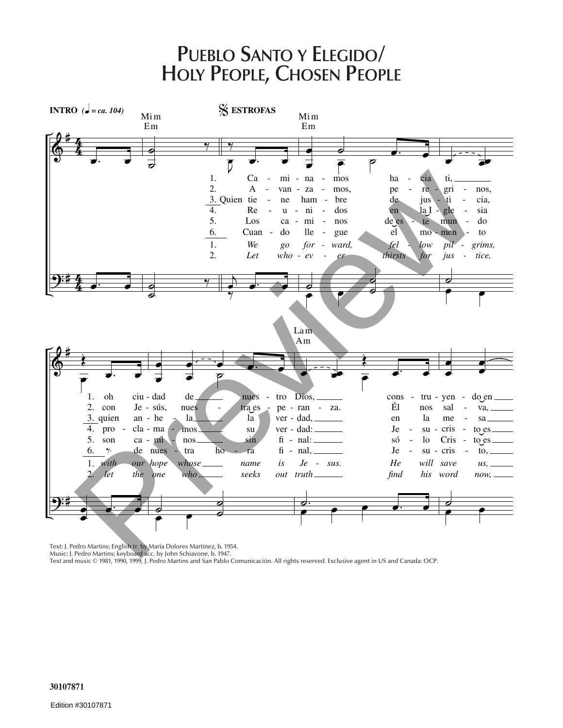# Pueblo Santo y Elegido/ Holy People, Chosen People

**INTRO** (♩ = ca. 104) — **ESTROFAS**

Mim / Em — Mim / Em — Lam / Am

1. Caminamos hacia ti, oh ciudad de nuestro Dios, construyendo en
2. Avanzamos, peregrinos, con Jesús, nuestra esperanza. Él nos salva,
3. Quien tiene hambre de justicia, quien anhela la verdad, en la mesa
4. Reunidos en la Iglesia proclamamos su verdad: Jesucristo es
5. Los caminos de este mundo son caminos sin final: sólo Cristo es
6. Cuando llegue el momento de nuestra hora final, Jesucristo,

1. *We go forward, fellow pilgrims, with our hope whose name is Jesus. He will save us,*
2. *Let whoever thirsts for justice, let the one who seeks out truth find his word now,*

Text: J. Pedro Martins; English tr. by María Dolores Martínez, b. 1954.
Music: J. Pedro Martins; keyboard acc. by John Schiavone, b. 1947.
Text and music © 1981, 1990, 1999, J. Pedro Martins and San Pablo Comunicación. All rights reserved. Exclusive agent in US and Canada: OCP.

30107871

Edition #30107871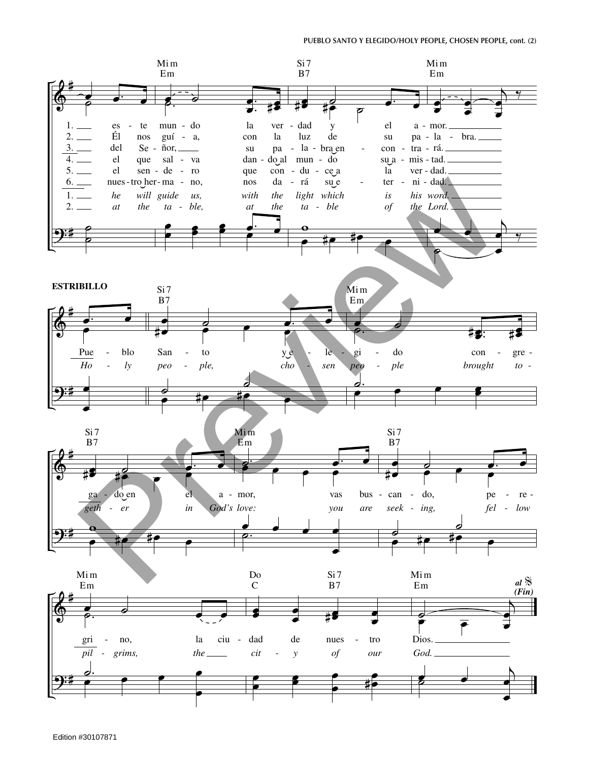Mi m / Em — Si 7 / B7 — Mi m / Em

1. es - te mun - do la ver - dad y el a - mor.
2. Él nos guí - a, con la luz de su pa - la - bra.
3. del Se - ñor, su pa - la - bra en - con - tra - rá.
4. el que sal - va dan - do al mun - do su a - mis - tad.
5. el sen - de - ro que con - du - ce a la ver - dad.
6. nues - tro her - ma - no, nos da - rá su e - ter - ni - dad.

1. *he will guide us, with the light which is his word.*
2. *at the ta - ble, at the ta - ble of the Lord.*

**ESTRIBILLO**

Si 7 / B7 — Mi m / Em

Pue - blo San - to y e - le - gi - do con - gre -
*Ho - ly peo - ple, cho - sen peo - ple brought to -*

Si 7 / B7 — Mi m / Em — Si 7 / B7

ga - do en el a - mor, vas bus - can - do, pe - re -
*geth - er in God's love: you are seek - ing, fel - low*

Mi m / Em — Do / C — Si 7 / B7 — Mi m / Em

gri - no, la ciu - dad de nues - tro Dios.
*pil - grims, the cit - y of our God.*

*al* 𝄋 *(Fin)*